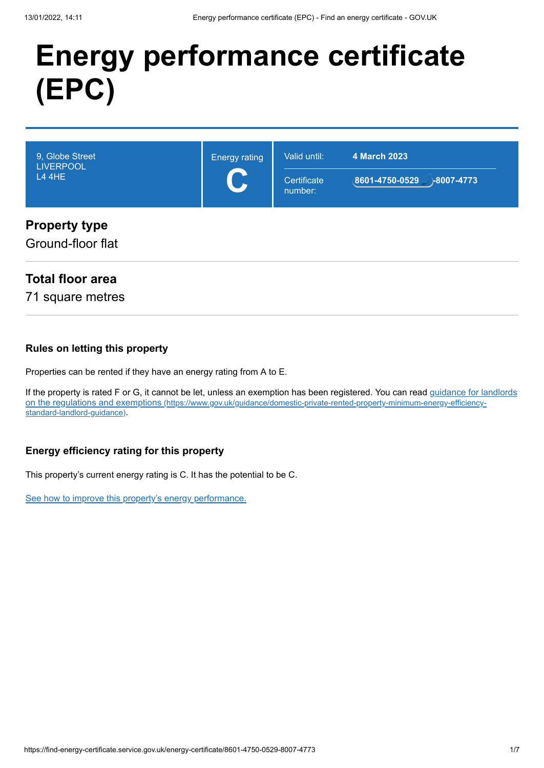# Energy performance certificate (EPC)

| 9, Globe Street<br>LIVERPOOL<br>L4 4HE | Energy rating<br>**C** | Valid until: **4 March 2023**<br>Certificate number: **8601-4750-0529-8007-4773** |
|---|---|---|

## Property type

Ground-floor flat

## Total floor area

71 square metres

### Rules on letting this property

Properties can be rented if they have an energy rating from A to E.

If the property is rated F or G, it cannot be let, unless an exemption has been registered. You can read guidance for landlords on the regulations and exemptions (https://www.gov.uk/guidance/domestic-private-rented-property-minimum-energy-efficiency-standard-landlord-guidance).

### Energy efficiency rating for this property

This property's current energy rating is C. It has the potential to be C.

See how to improve this property's energy performance.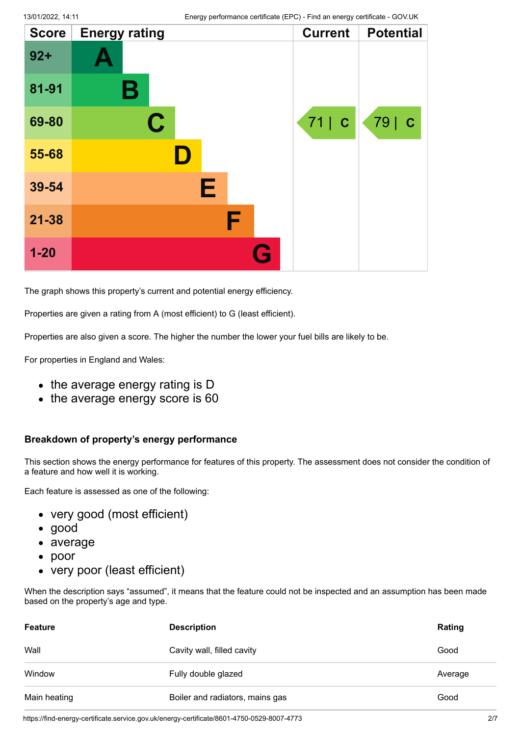| Score | Energy rating | Current | Potential |
|---|---|---|---|
| 92+ | A | | |
| 81-91 | B | | |
| 69-80 | C | 71 \| C | 79 \| C |
| 55-68 | D | | |
| 39-54 | E | | |
| 21-38 | F | | |
| 1-20 | G | | |

The graph shows this property's current and potential energy efficiency.

Properties are given a rating from A (most efficient) to G (least efficient).

Properties are also given a score. The higher the number the lower your fuel bills are likely to be.

For properties in England and Wales:

- the average energy rating is D
- the average energy score is 60

### Breakdown of property's energy performance

This section shows the energy performance for features of this property. The assessment does not consider the condition of a feature and how well it is working.

Each feature is assessed as one of the following:

- very good (most efficient)
- good
- average
- poor
- very poor (least efficient)

When the description says "assumed", it means that the feature could not be inspected and an assumption has been made based on the property's age and type.

| Feature | Description | Rating |
|---|---|---|
| Wall | Cavity wall, filled cavity | Good |
| Window | Fully double glazed | Average |
| Main heating | Boiler and radiators, mains gas | Good |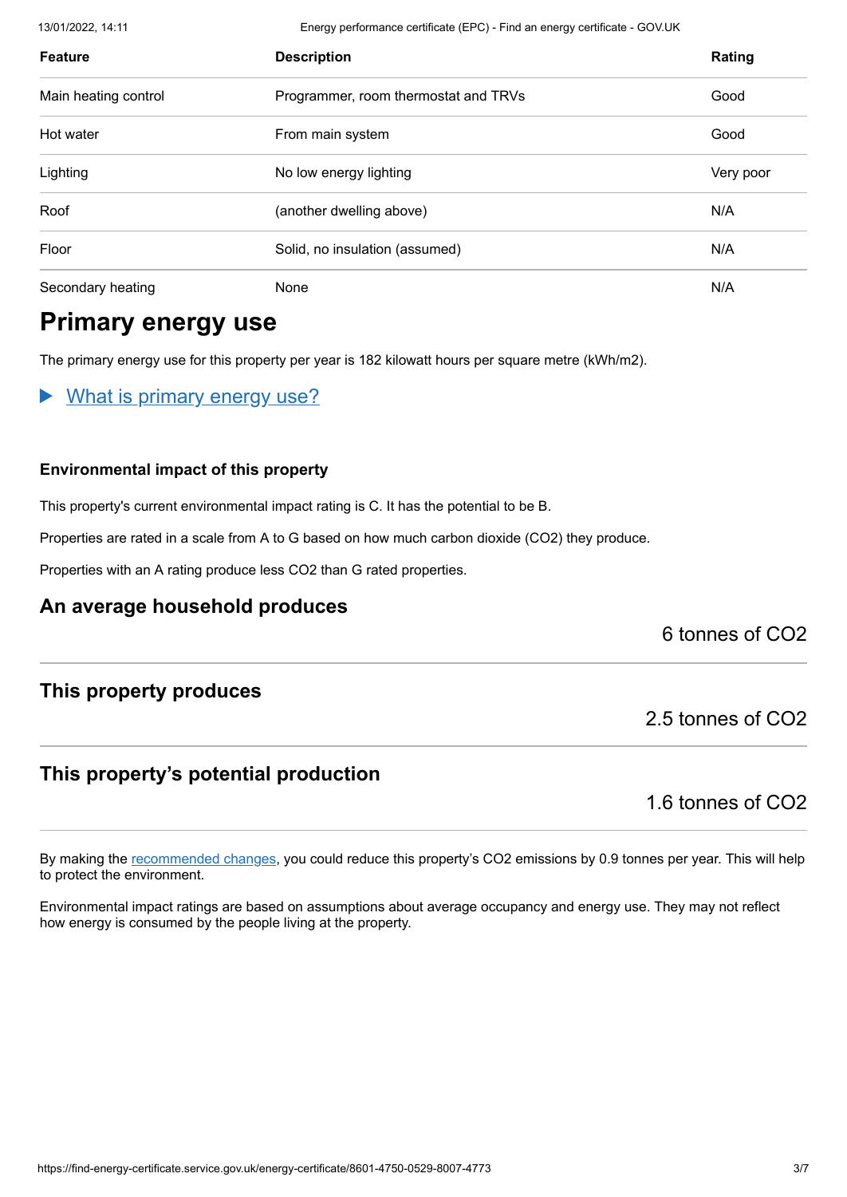| Feature | Description | Rating |
|---|---|---|
| Main heating control | Programmer, room thermostat and TRVs | Good |
| Hot water | From main system | Good |
| Lighting | No low energy lighting | Very poor |
| Roof | (another dwelling above) | N/A |
| Floor | Solid, no insulation (assumed) | N/A |
| Secondary heating | None | N/A |

## Primary energy use

The primary energy use for this property per year is 182 kilowatt hours per square metre (kWh/m2).

▶ What is primary energy use?

#### Environmental impact of this property

This property's current environmental impact rating is C. It has the potential to be B.

Properties are rated in a scale from A to G based on how much carbon dioxide ($CO_2$) they produce.

Properties with an A rating produce less $CO_2$ than G rated properties.

### An average household produces

6 tonnes of $CO_2$

### This property produces

2.5 tonnes of $CO_2$

### This property's potential production

1.6 tonnes of $CO_2$

By making the recommended changes, you could reduce this property's $CO_2$ emissions by 0.9 tonnes per year. This will help to protect the environment.

Environmental impact ratings are based on assumptions about average occupancy and energy use. They may not reflect how energy is consumed by the people living at the property.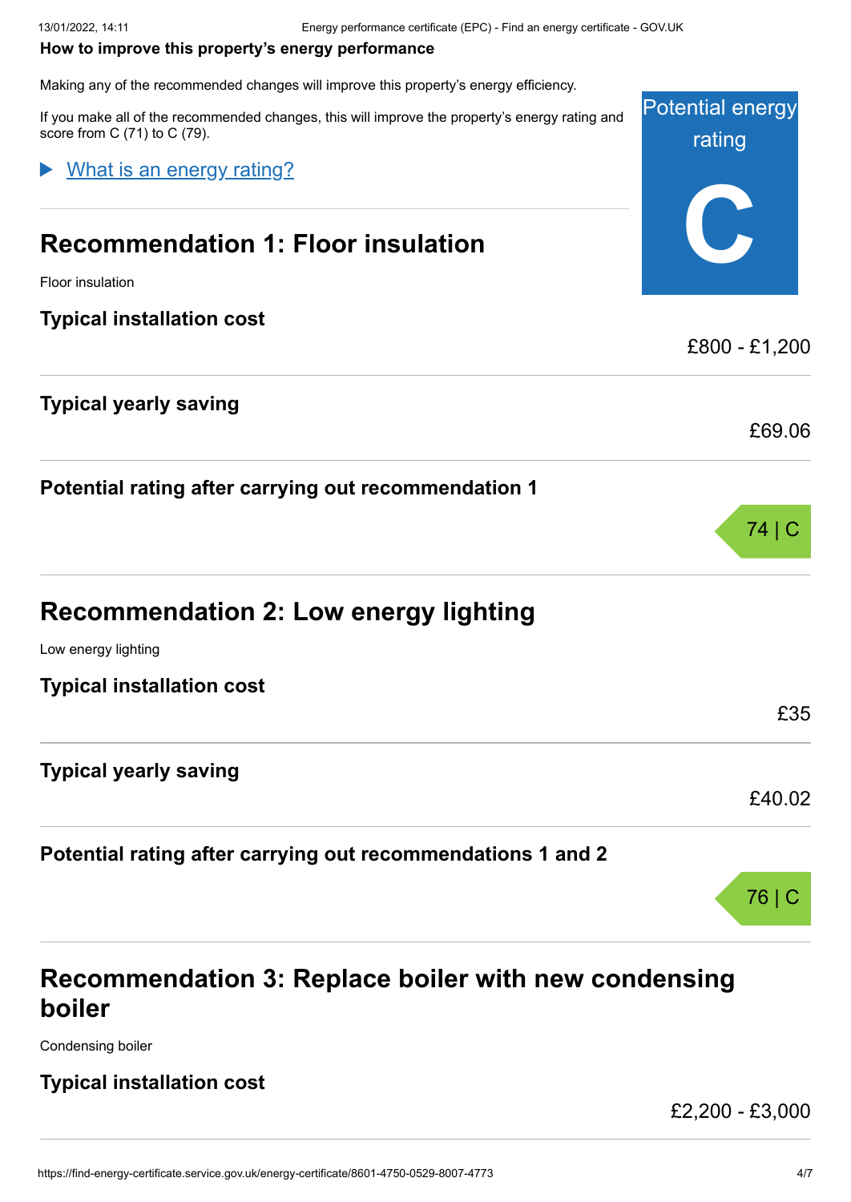## How to improve this property's energy performance

Making any of the recommended changes will improve this property's energy efficiency.

If you make all of the recommended changes, this will improve the property's energy rating and score from C (71) to C (79).

Potential energy rating

**C**

▶ What is an energy rating?

## Recommendation 1: Floor insulation

Floor insulation

### Typical installation cost

£800 - £1,200

### Typical yearly saving

£69.06

### Potential rating after carrying out recommendation 1

74 | C

## Recommendation 2: Low energy lighting

Low energy lighting

### Typical installation cost

£35

### Typical yearly saving

£40.02

### Potential rating after carrying out recommendations 1 and 2

76 | C

## Recommendation 3: Replace boiler with new condensing boiler

Condensing boiler

### Typical installation cost

£2,200 - £3,000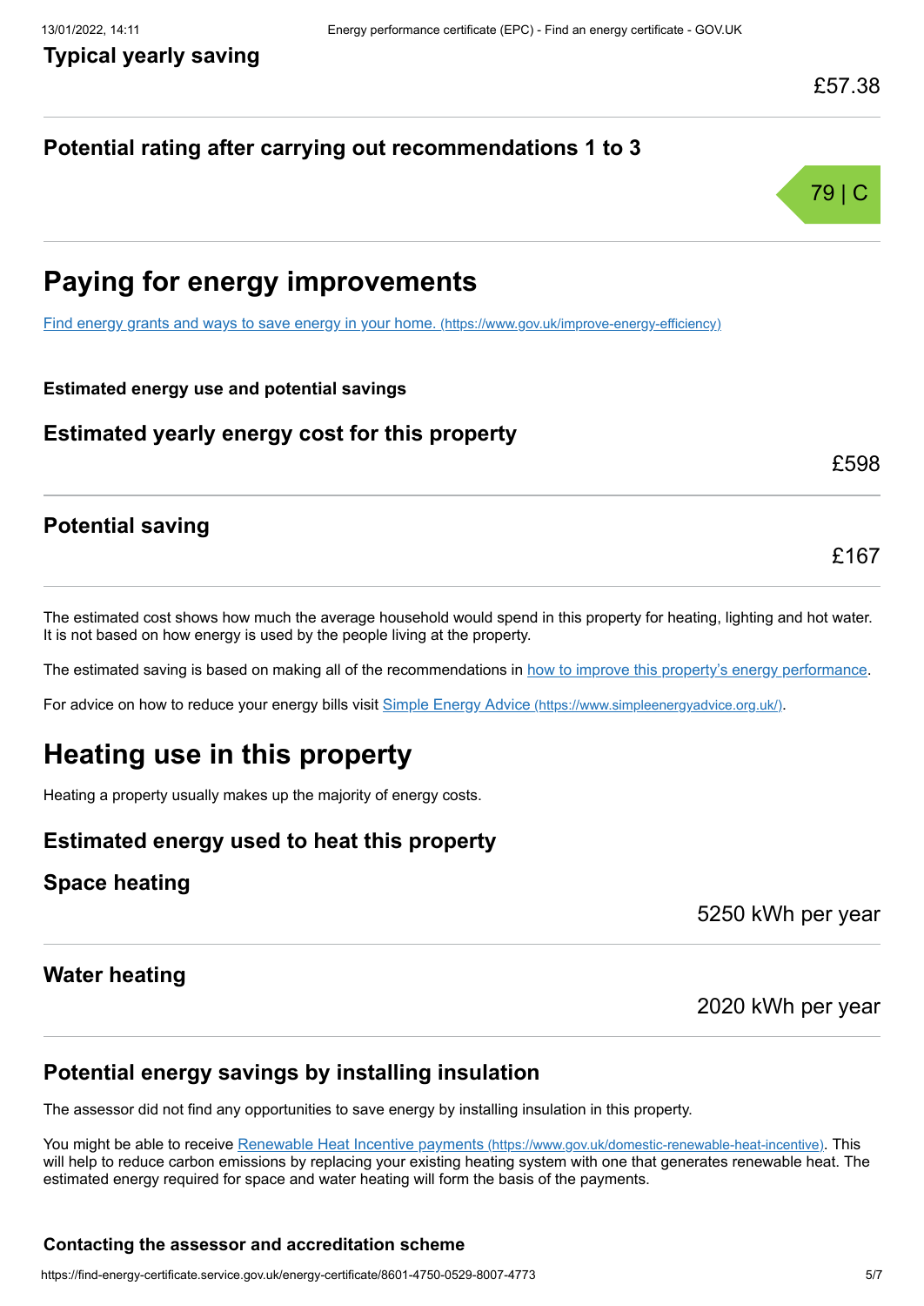### Typical yearly saving

£57.38

### Potential rating after carrying out recommendations 1 to 3

79 | C

## Paying for energy improvements

[Find energy grants and ways to save energy in your home. (https://www.gov.uk/improve-energy-efficiency)](https://www.gov.uk/improve-energy-efficiency)

**Estimated energy use and potential savings**

### Estimated yearly energy cost for this property

£598

### Potential saving

£167

The estimated cost shows how much the average household would spend in this property for heating, lighting and hot water. It is not based on how energy is used by the people living at the property.

The estimated saving is based on making all of the recommendations in how to improve this property's energy performance.

For advice on how to reduce your energy bills visit [Simple Energy Advice (https://www.simpleenergyadvice.org.uk/)](https://www.simpleenergyadvice.org.uk/).

## Heating use in this property

Heating a property usually makes up the majority of energy costs.

### Estimated energy used to heat this property

### Space heating

5250 kWh per year

### Water heating

2020 kWh per year

### Potential energy savings by installing insulation

The assessor did not find any opportunities to save energy by installing insulation in this property.

You might be able to receive [Renewable Heat Incentive payments (https://www.gov.uk/domestic-renewable-heat-incentive)](https://www.gov.uk/domestic-renewable-heat-incentive). This will help to reduce carbon emissions by replacing your existing heating system with one that generates renewable heat. The estimated energy required for space and water heating will form the basis of the payments.

**Contacting the assessor and accreditation scheme**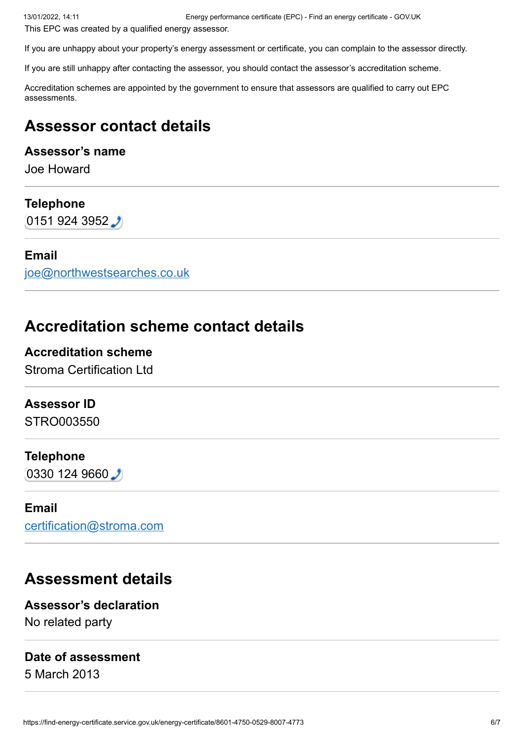This EPC was created by a qualified energy assessor.

If you are unhappy about your property's energy assessment or certificate, you can complain to the assessor directly.

If you are still unhappy after contacting the assessor, you should contact the assessor's accreditation scheme.

Accreditation schemes are appointed by the government to ensure that assessors are qualified to carry out EPC assessments.

## Assessor contact details

### Assessor's name

Joe Howard

### Telephone

0151 924 3952

### Email

joe@northwestsearches.co.uk

## Accreditation scheme contact details

### Accreditation scheme

Stroma Certification Ltd

### Assessor ID

STRO003550

### Telephone

0330 124 9660

### Email

certification@stroma.com

## Assessment details

### Assessor's declaration

No related party

### Date of assessment

5 March 2013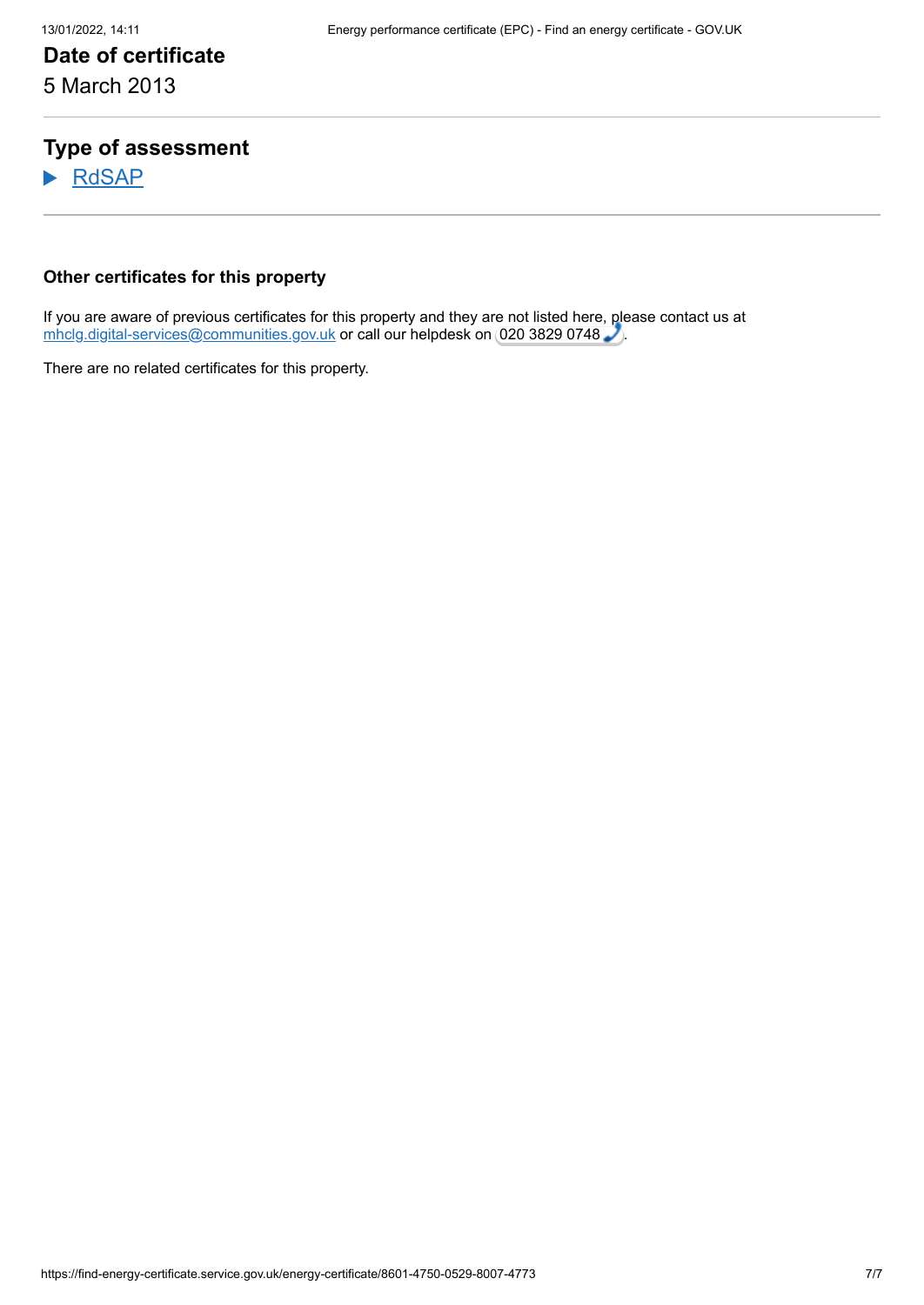## Date of certificate

5 March 2013

## Type of assessment

▶ RdSAP

### Other certificates for this property

If you are aware of previous certificates for this property and they are not listed here, please contact us at mhclg.digital-services@communities.gov.uk or call our helpdesk on 020 3829 0748.

There are no related certificates for this property.